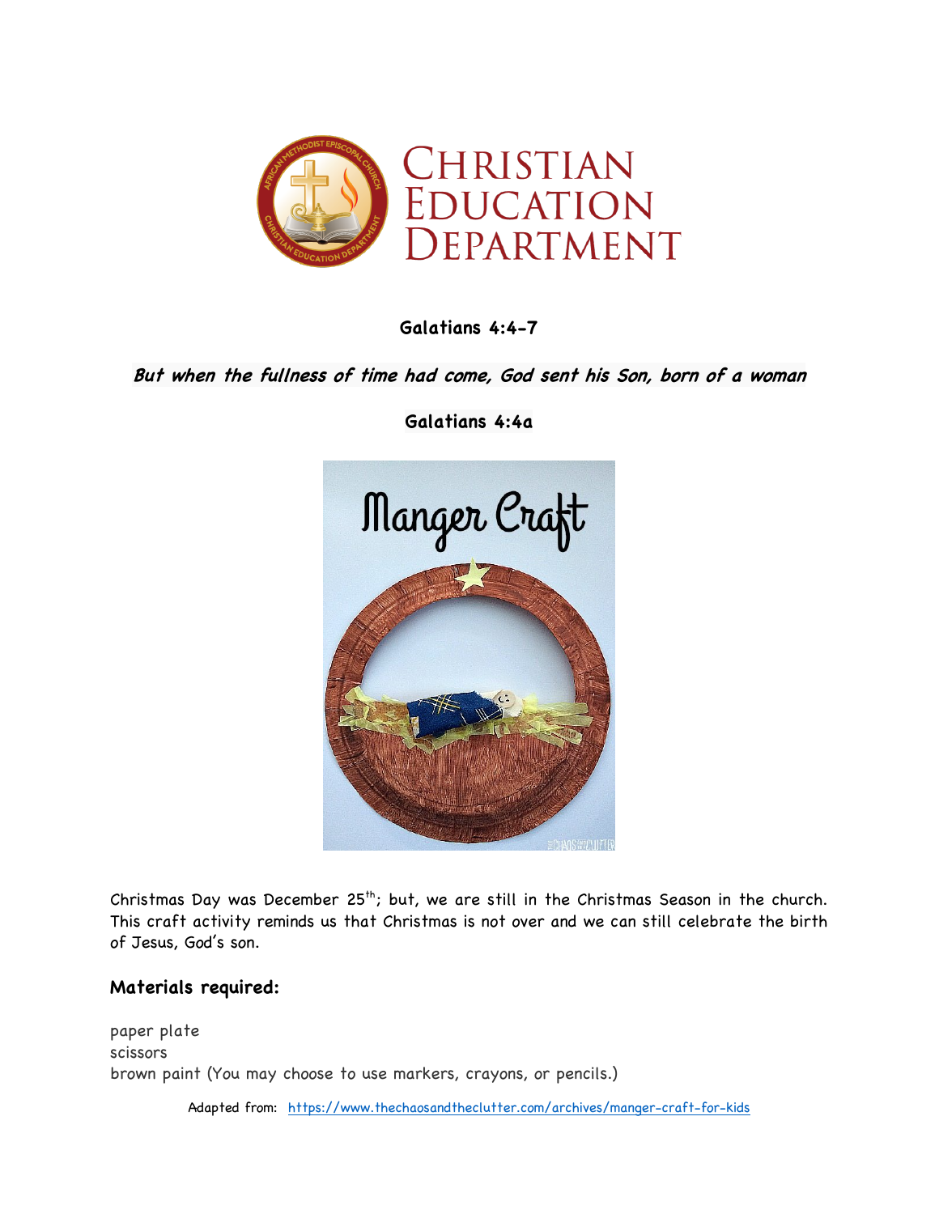# Christian Education Department

**Galatians 4:4-7**

***But when the fullness of time had come, God sent his Son, born of a woman***

**Galatians 4:4a**

Christmas Day was December 25th; but, we are still in the Christmas Season in the church. This craft activity reminds us that Christmas is not over and we can still celebrate the birth of Jesus, God's son.

## Materials required:

paper plate
scissors
brown paint (You may choose to use markers, crayons, or pencils.)

Adapted from: https://www.thechaosandtheclutter.com/archives/manger-craft-for-kids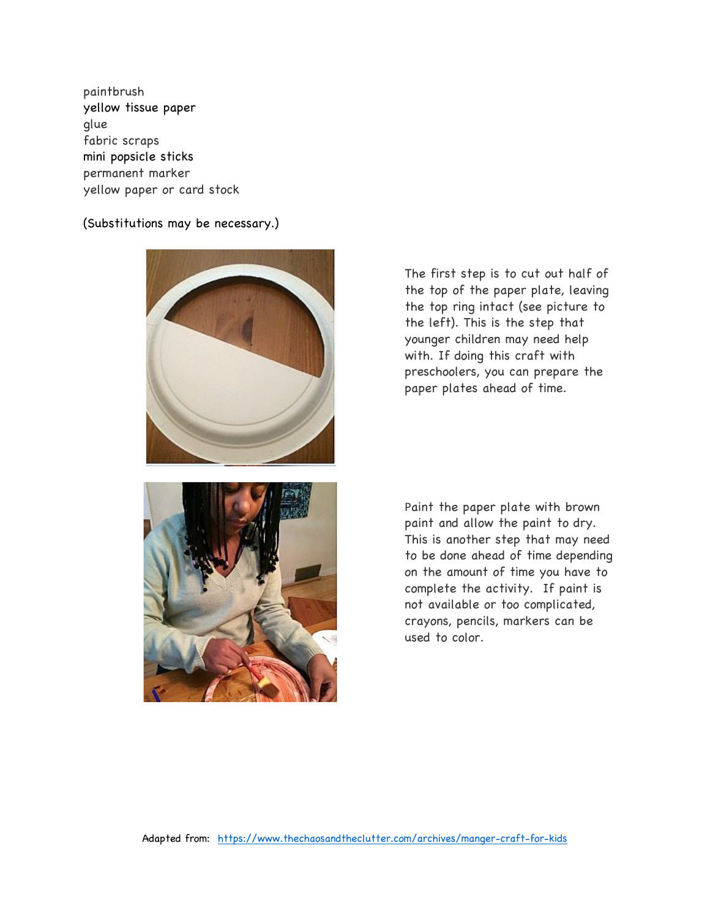- paintbrush
- yellow tissue paper
- glue
- fabric scraps
- mini popsicle sticks
- permanent marker
- yellow paper or card stock

(Substitutions may be necessary.)

The first step is to cut out half of the top of the paper plate, leaving the top ring intact (see picture to the left). This is the step that younger children may need help with. If doing this craft with preschoolers, you can prepare the paper plates ahead of time.

Paint the paper plate with brown paint and allow the paint to dry. This is another step that may need to be done ahead of time depending on the amount of time you have to complete the activity. If paint is not available or too complicated, crayons, pencils, markers can be used to color.

Adapted from: https://www.thechaosandtheclutter.com/archives/manger-craft-for-kids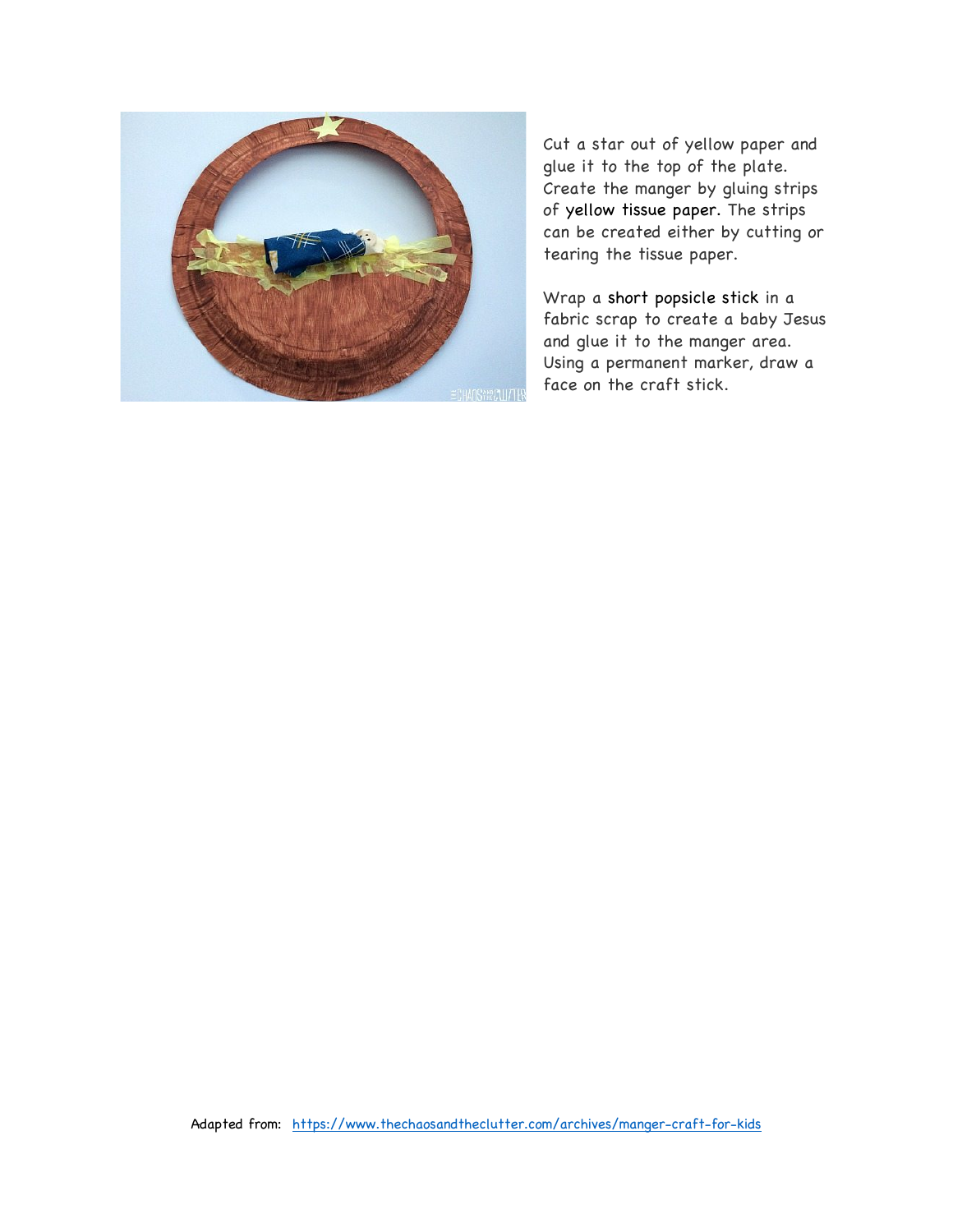Cut a star out of yellow paper and glue it to the top of the plate. Create the manger by gluing strips of yellow tissue paper. The strips can be created either by cutting or tearing the tissue paper.

Wrap a short popsicle stick in a fabric scrap to create a baby Jesus and glue it to the manger area. Using a permanent marker, draw a face on the craft stick.

Adapted from: [https://www.thechaosandtheclutter.com/archives/manger-craft-for-kids](https://www.thechaosandtheclutter.com/archives/manger-craft-for-kids)